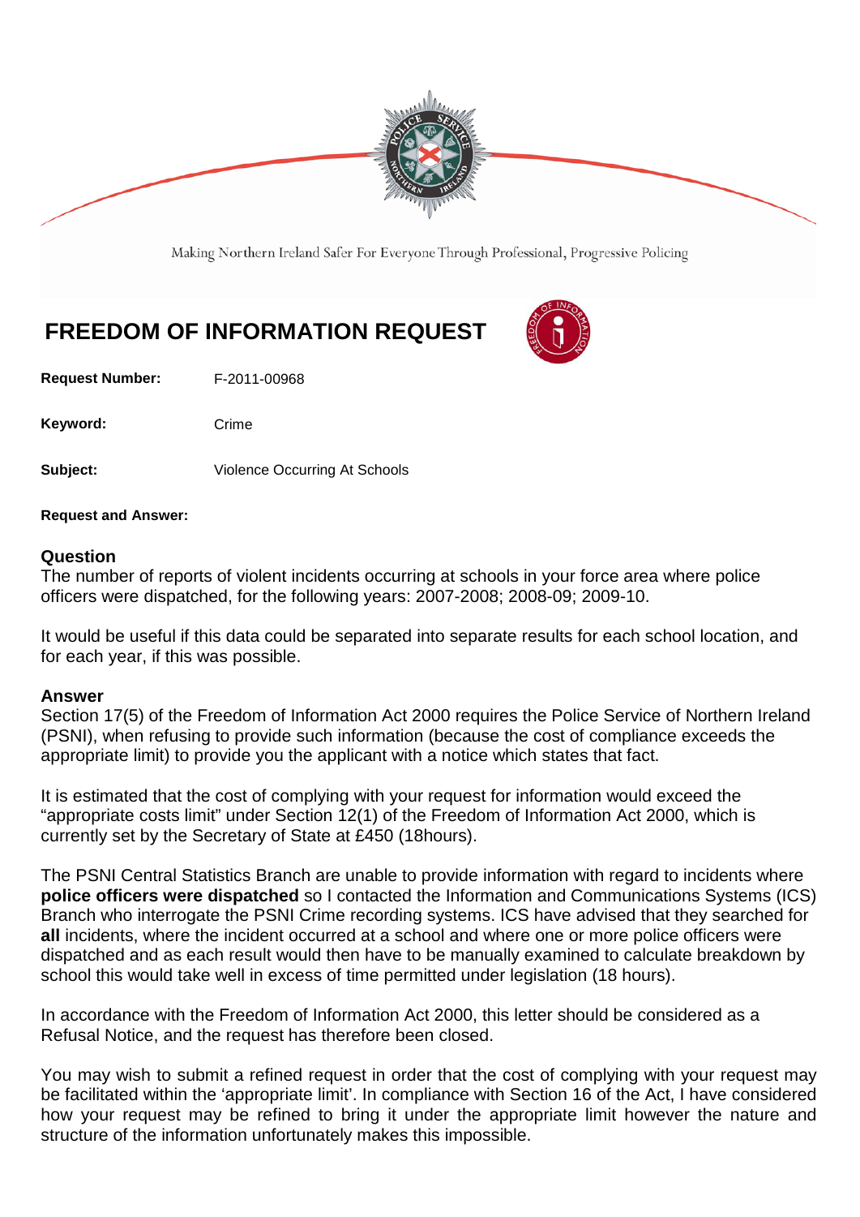Making Northern Ireland Safer For Everyone Through Professional, Progressive Policing

# FREEDOM OF INFORMATION REQUEST

**Request Number:** F-2011-00968

**Keyword:** Crime

**Subject:** Violence Occurring At Schools

**Request and Answer:**

## Question

The number of reports of violent incidents occurring at schools in your force area where police officers were dispatched, for the following years: 2007-2008; 2008-09; 2009-10.

It would be useful if this data could be separated into separate results for each school location, and for each year, if this was possible.

## Answer

Section 17(5) of the Freedom of Information Act 2000 requires the Police Service of Northern Ireland (PSNI), when refusing to provide such information (because the cost of compliance exceeds the appropriate limit) to provide you the applicant with a notice which states that fact.

It is estimated that the cost of complying with your request for information would exceed the "appropriate costs limit" under Section 12(1) of the Freedom of Information Act 2000, which is currently set by the Secretary of State at £450 (18hours).

The PSNI Central Statistics Branch are unable to provide information with regard to incidents where **police officers were dispatched** so I contacted the Information and Communications Systems (ICS) Branch who interrogate the PSNI Crime recording systems. ICS have advised that they searched for **all** incidents, where the incident occurred at a school and where one or more police officers were dispatched and as each result would then have to be manually examined to calculate breakdown by school this would take well in excess of time permitted under legislation (18 hours).

In accordance with the Freedom of Information Act 2000, this letter should be considered as a Refusal Notice, and the request has therefore been closed.

You may wish to submit a refined request in order that the cost of complying with your request may be facilitated within the 'appropriate limit'. In compliance with Section 16 of the Act, I have considered how your request may be refined to bring it under the appropriate limit however the nature and structure of the information unfortunately makes this impossible.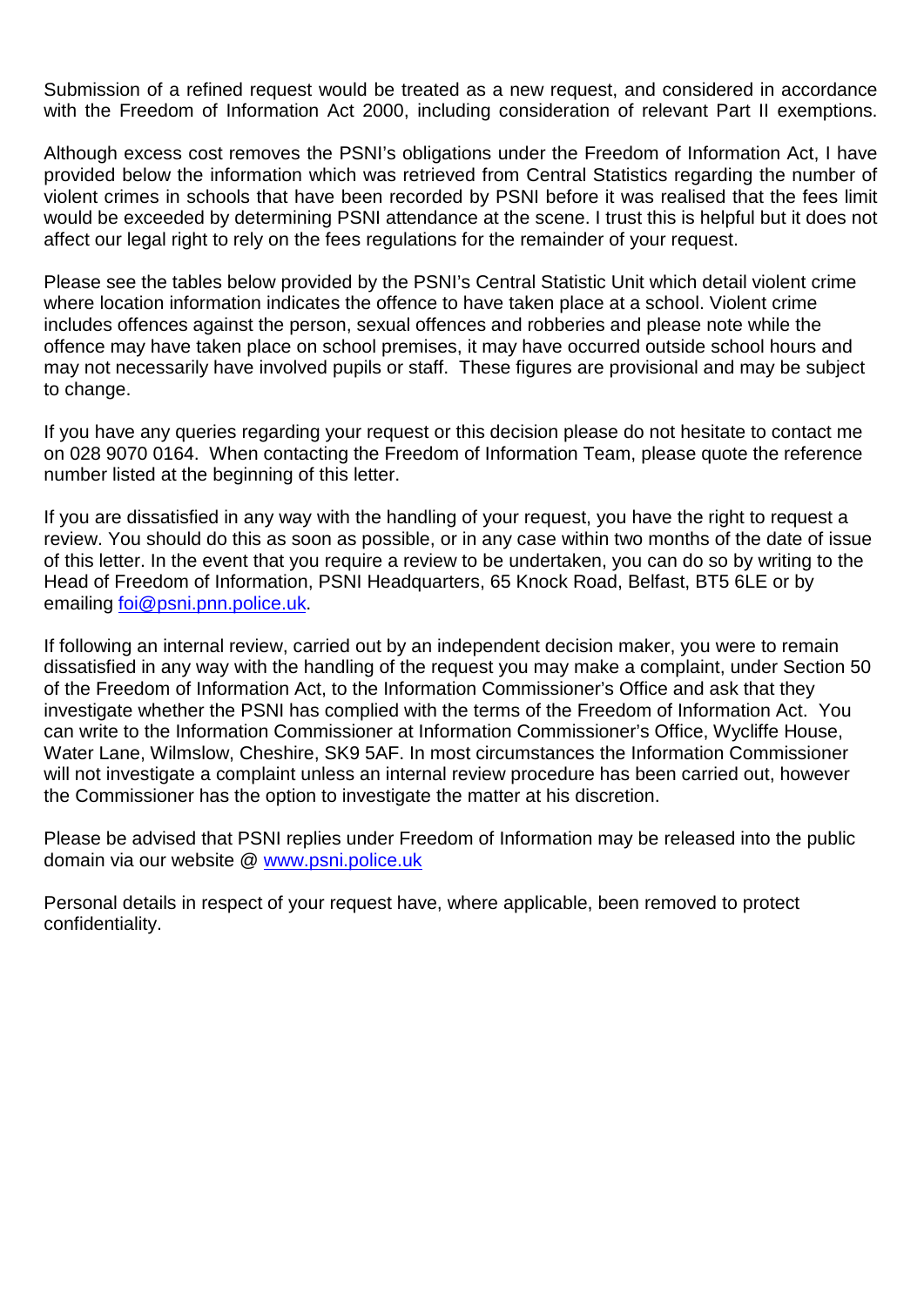Submission of a refined request would be treated as a new request, and considered in accordance with the Freedom of Information Act 2000, including consideration of relevant Part II exemptions.

Although excess cost removes the PSNI's obligations under the Freedom of Information Act, I have provided below the information which was retrieved from Central Statistics regarding the number of violent crimes in schools that have been recorded by PSNI before it was realised that the fees limit would be exceeded by determining PSNI attendance at the scene. I trust this is helpful but it does not affect our legal right to rely on the fees regulations for the remainder of your request.

Please see the tables below provided by the PSNI's Central Statistic Unit which detail violent crime where location information indicates the offence to have taken place at a school. Violent crime includes offences against the person, sexual offences and robberies and please note while the offence may have taken place on school premises, it may have occurred outside school hours and may not necessarily have involved pupils or staff. These figures are provisional and may be subject to change.

If you have any queries regarding your request or this decision please do not hesitate to contact me on 028 9070 0164. When contacting the Freedom of Information Team, please quote the reference number listed at the beginning of this letter.

If you are dissatisfied in any way with the handling of your request, you have the right to request a review. You should do this as soon as possible, or in any case within two months of the date of issue of this letter. In the event that you require a review to be undertaken, you can do so by writing to the Head of Freedom of Information, PSNI Headquarters, 65 Knock Road, Belfast, BT5 6LE or by emailing foi@psni.pnn.police.uk.

If following an internal review, carried out by an independent decision maker, you were to remain dissatisfied in any way with the handling of the request you may make a complaint, under Section 50 of the Freedom of Information Act, to the Information Commissioner's Office and ask that they investigate whether the PSNI has complied with the terms of the Freedom of Information Act. You can write to the Information Commissioner at Information Commissioner's Office, Wycliffe House, Water Lane, Wilmslow, Cheshire, SK9 5AF. In most circumstances the Information Commissioner will not investigate a complaint unless an internal review procedure has been carried out, however the Commissioner has the option to investigate the matter at his discretion.

Please be advised that PSNI replies under Freedom of Information may be released into the public domain via our website @ www.psni.police.uk

Personal details in respect of your request have, where applicable, been removed to protect confidentiality.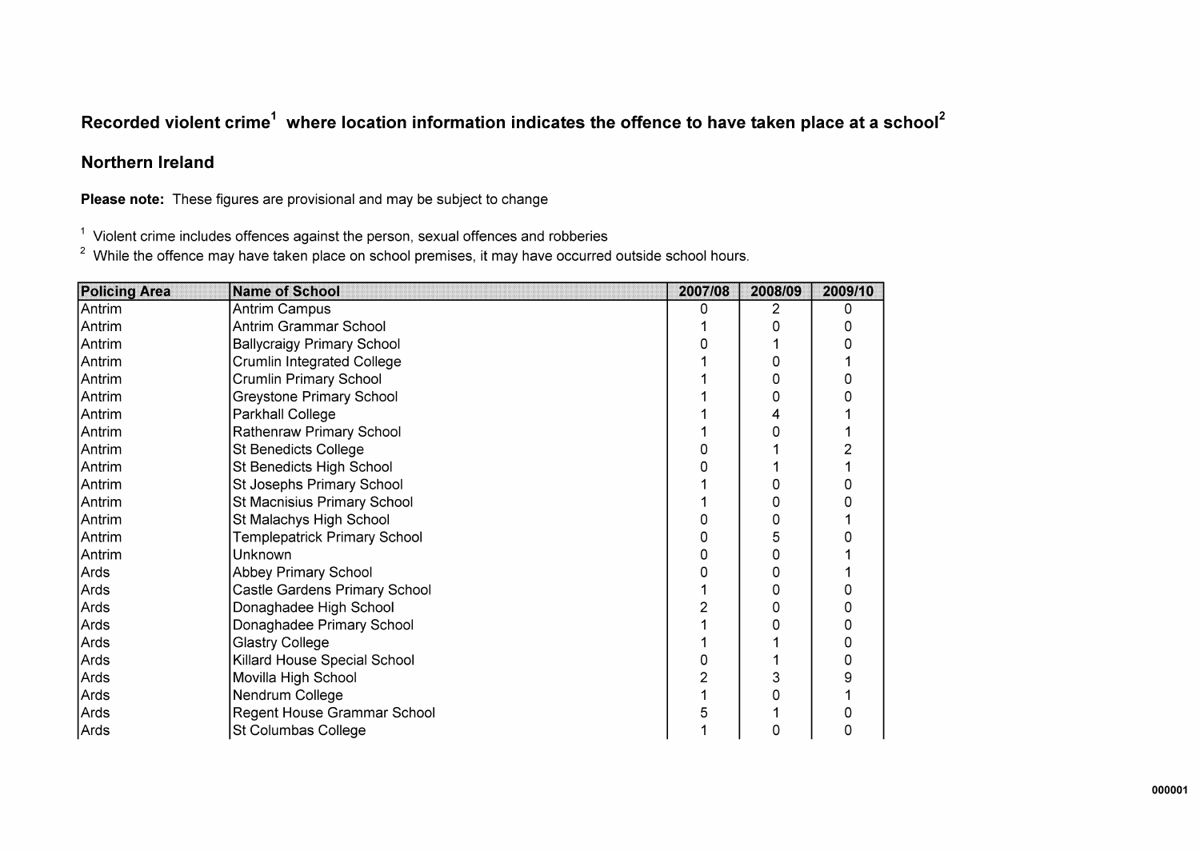# Recorded violent crime[1] where location information indicates the offence to have taken place at a school[2]

## Northern Ireland

**Please note:** These figures are provisional and may be subject to change

[1] Violent crime includes offences against the person, sexual offences and robberies
[2] While the offence may have taken place on school premises, it may have occurred outside school hours.

| Policing Area | Name of School | 2007/08 | 2008/09 | 2009/10 |
|---|---|---|---|---|
| Antrim | Antrim Campus | 0 | 2 | 0 |
| Antrim | Antrim Grammar School | 1 | 0 | 0 |
| Antrim | Ballycraigy Primary School | 0 | 1 | 0 |
| Antrim | Crumlin Integrated College | 1 | 0 | 1 |
| Antrim | Crumlin Primary School | 1 | 0 | 0 |
| Antrim | Greystone Primary School | 1 | 0 | 0 |
| Antrim | Parkhall College | 1 | 4 | 1 |
| Antrim | Rathenraw Primary School | 1 | 0 | 1 |
| Antrim | St Benedicts College | 0 | 1 | 2 |
| Antrim | St Benedicts High School | 0 | 1 | 1 |
| Antrim | St Josephs Primary School | 1 | 0 | 0 |
| Antrim | St Macnisius Primary School | 1 | 0 | 0 |
| Antrim | St Malachys High School | 0 | 0 | 1 |
| Antrim | Templepatrick Primary School | 0 | 5 | 0 |
| Antrim | Unknown | 0 | 0 | 1 |
| Ards | Abbey Primary School | 0 | 0 | 1 |
| Ards | Castle Gardens Primary School | 1 | 0 | 0 |
| Ards | Donaghadee High School | 2 | 0 | 0 |
| Ards | Donaghadee Primary School | 1 | 0 | 0 |
| Ards | Glastry College | 1 | 1 | 0 |
| Ards | Killard House Special School | 0 | 1 | 0 |
| Ards | Movilla High School | 2 | 3 | 9 |
| Ards | Nendrum College | 1 | 0 | 1 |
| Ards | Regent House Grammar School | 5 | 1 | 0 |
| Ards | St Columbas College | 1 | 0 | 0 |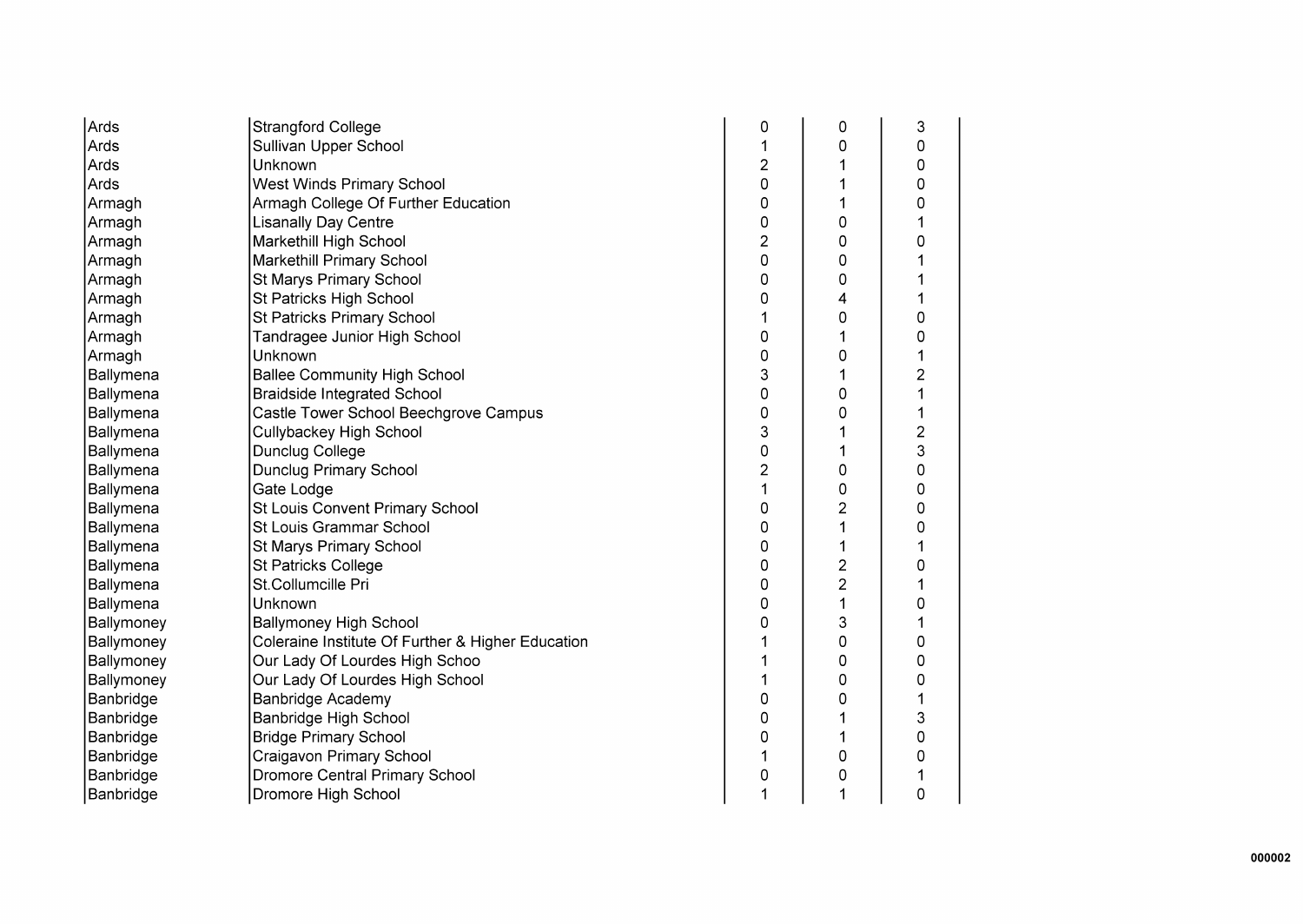| | | | | |
|---|---|---|---|---|
| Ards | Strangford College | 0 | 0 | 3 |
| Ards | Sullivan Upper School | 1 | 0 | 0 |
| Ards | Unknown | 2 | 1 | 0 |
| Ards | West Winds Primary School | 0 | 1 | 0 |
| Armagh | Armagh College Of Further Education | 0 | 1 | 0 |
| Armagh | Lisanally Day Centre | 0 | 0 | 1 |
| Armagh | Markethill High School | 2 | 0 | 0 |
| Armagh | Markethill Primary School | 0 | 0 | 1 |
| Armagh | St Marys Primary School | 0 | 0 | 1 |
| Armagh | St Patricks High School | 0 | 4 | 1 |
| Armagh | St Patricks Primary School | 1 | 0 | 0 |
| Armagh | Tandragee Junior High School | 0 | 1 | 0 |
| Armagh | Unknown | 0 | 0 | 1 |
| Ballymena | Ballee Community High School | 3 | 1 | 2 |
| Ballymena | Braidside Integrated School | 0 | 0 | 1 |
| Ballymena | Castle Tower School Beechgrove Campus | 0 | 0 | 1 |
| Ballymena | Cullybackey High School | 3 | 1 | 2 |
| Ballymena | Dunclug College | 0 | 1 | 3 |
| Ballymena | Dunclug Primary School | 2 | 0 | 0 |
| Ballymena | Gate Lodge | 1 | 0 | 0 |
| Ballymena | St Louis Convent Primary School | 0 | 2 | 0 |
| Ballymena | St Louis Grammar School | 0 | 1 | 0 |
| Ballymena | St Marys Primary School | 0 | 1 | 1 |
| Ballymena | St Patricks College | 0 | 2 | 0 |
| Ballymena | St.Collumcille Pri | 0 | 2 | 1 |
| Ballymena | Unknown | 0 | 1 | 0 |
| Ballymoney | Ballymoney High School | 0 | 3 | 1 |
| Ballymoney | Coleraine Institute Of Further & Higher Education | 1 | 0 | 0 |
| Ballymoney | Our Lady Of Lourdes High Schoo | 1 | 0 | 0 |
| Ballymoney | Our Lady Of Lourdes High School | 1 | 0 | 0 |
| Banbridge | Banbridge Academy | 0 | 0 | 1 |
| Banbridge | Banbridge High School | 0 | 1 | 3 |
| Banbridge | Bridge Primary School | 0 | 1 | 0 |
| Banbridge | Craigavon Primary School | 1 | 0 | 0 |
| Banbridge | Dromore Central Primary School | 0 | 0 | 1 |
| Banbridge | Dromore High School | 1 | 1 | 0 |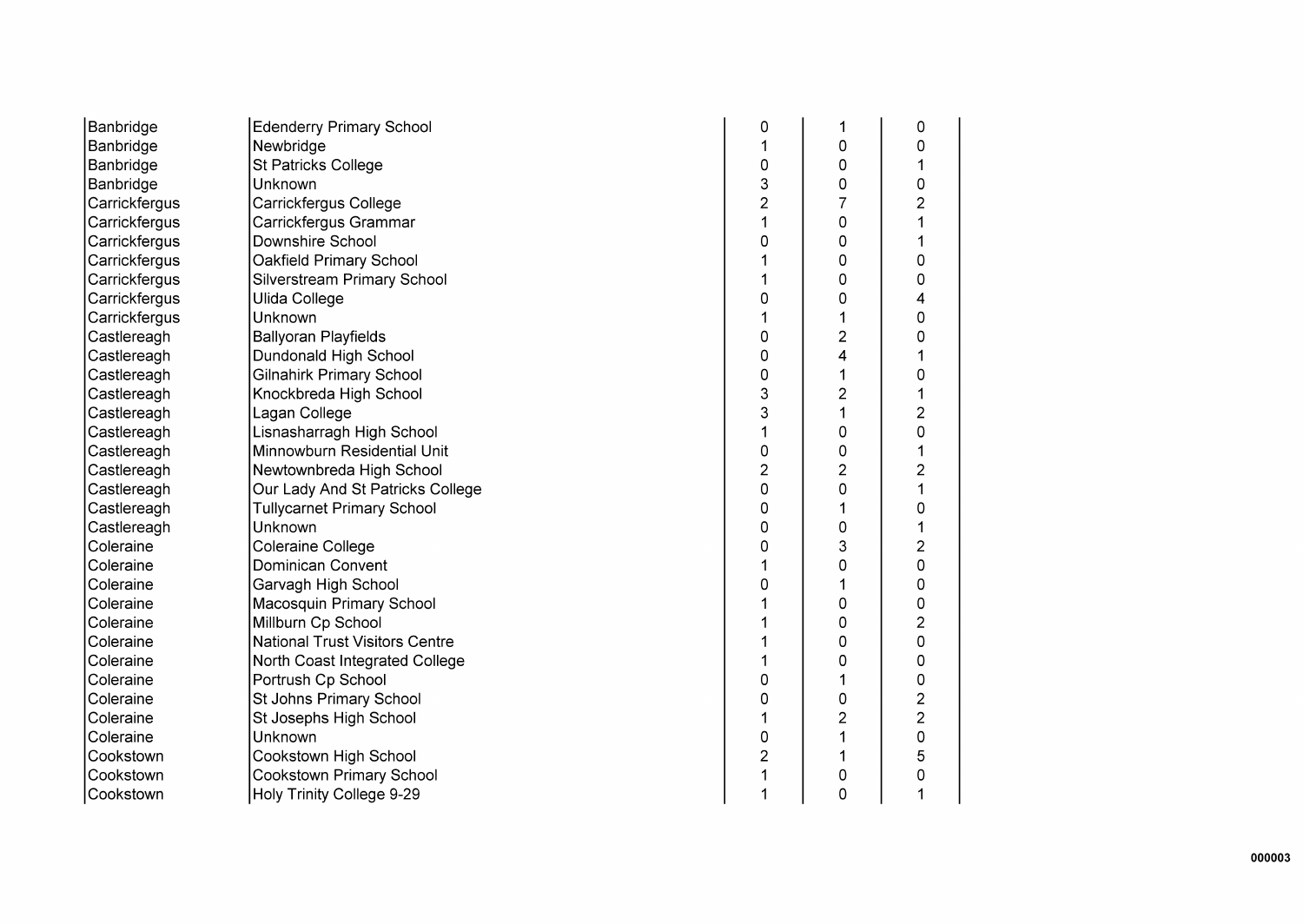| | | | | |
|---|---|---|---|---|
| Banbridge | Edenderry Primary School | 0 | 1 | 0 |
| Banbridge | Newbridge | 1 | 0 | 0 |
| Banbridge | St Patricks College | 0 | 0 | 1 |
| Banbridge | Unknown | 3 | 0 | 0 |
| Carrickfergus | Carrickfergus College | 2 | 7 | 2 |
| Carrickfergus | Carrickfergus Grammar | 1 | 0 | 1 |
| Carrickfergus | Downshire School | 0 | 0 | 1 |
| Carrickfergus | Oakfield Primary School | 1 | 0 | 0 |
| Carrickfergus | Silverstream Primary School | 1 | 0 | 0 |
| Carrickfergus | Ulida College | 0 | 0 | 4 |
| Carrickfergus | Unknown | 1 | 1 | 0 |
| Castlereagh | Ballyoran Playfields | 0 | 2 | 0 |
| Castlereagh | Dundonald High School | 0 | 4 | 1 |
| Castlereagh | Gilnahirk Primary School | 0 | 1 | 0 |
| Castlereagh | Knockbreda High School | 3 | 2 | 1 |
| Castlereagh | Lagan College | 3 | 1 | 2 |
| Castlereagh | Lisnasharragh High School | 1 | 0 | 0 |
| Castlereagh | Minnowburn Residential Unit | 0 | 0 | 1 |
| Castlereagh | Newtownbreda High School | 2 | 2 | 2 |
| Castlereagh | Our Lady And St Patricks College | 0 | 0 | 1 |
| Castlereagh | Tullycarnet Primary School | 0 | 1 | 0 |
| Castlereagh | Unknown | 0 | 0 | 1 |
| Coleraine | Coleraine College | 0 | 3 | 2 |
| Coleraine | Dominican Convent | 1 | 0 | 0 |
| Coleraine | Garvagh High School | 0 | 1 | 0 |
| Coleraine | Macosquin Primary School | 1 | 0 | 0 |
| Coleraine | Millburn Cp School | 1 | 0 | 2 |
| Coleraine | National Trust Visitors Centre | 1 | 0 | 0 |
| Coleraine | North Coast Integrated College | 1 | 0 | 0 |
| Coleraine | Portrush Cp School | 0 | 1 | 0 |
| Coleraine | St Johns Primary School | 0 | 0 | 2 |
| Coleraine | St Josephs High School | 1 | 2 | 2 |
| Coleraine | Unknown | 0 | 1 | 0 |
| Cookstown | Cookstown High School | 2 | 1 | 5 |
| Cookstown | Cookstown Primary School | 1 | 0 | 0 |
| Cookstown | Holy Trinity College 9-29 | 1 | 0 | 1 |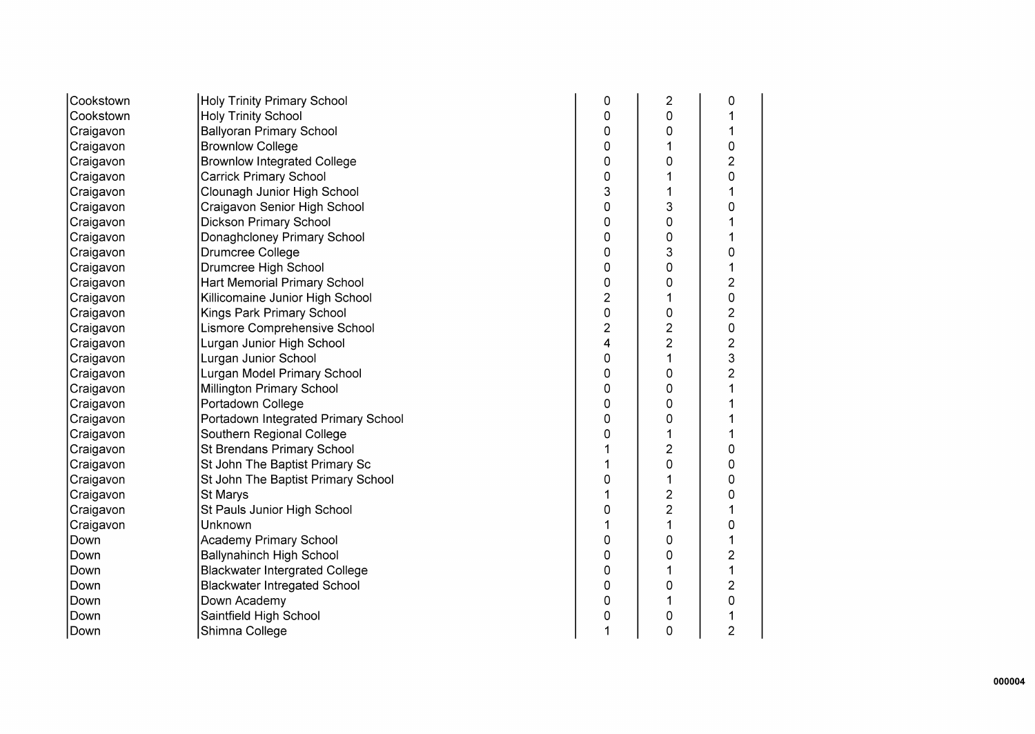| | | | | |
|---|---|---|---|---|
| Cookstown | Holy Trinity Primary School | 0 | 2 | 0 |
| Cookstown | Holy Trinity School | 0 | 0 | 1 |
| Craigavon | Ballyoran Primary School | 0 | 0 | 1 |
| Craigavon | Brownlow College | 0 | 1 | 0 |
| Craigavon | Brownlow Integrated College | 0 | 0 | 2 |
| Craigavon | Carrick Primary School | 0 | 1 | 0 |
| Craigavon | Clounagh Junior High School | 3 | 1 | 1 |
| Craigavon | Craigavon Senior High School | 0 | 3 | 0 |
| Craigavon | Dickson Primary School | 0 | 0 | 1 |
| Craigavon | Donaghcloney Primary School | 0 | 0 | 1 |
| Craigavon | Drumcree College | 0 | 3 | 0 |
| Craigavon | Drumcree High School | 0 | 0 | 1 |
| Craigavon | Hart Memorial Primary School | 0 | 0 | 2 |
| Craigavon | Killicomaine Junior High School | 2 | 1 | 0 |
| Craigavon | Kings Park Primary School | 0 | 0 | 2 |
| Craigavon | Lismore Comprehensive School | 2 | 2 | 0 |
| Craigavon | Lurgan Junior High School | 4 | 2 | 2 |
| Craigavon | Lurgan Junior School | 0 | 1 | 3 |
| Craigavon | Lurgan Model Primary School | 0 | 0 | 2 |
| Craigavon | Millington Primary School | 0 | 0 | 1 |
| Craigavon | Portadown College | 0 | 0 | 1 |
| Craigavon | Portadown Integrated Primary School | 0 | 0 | 1 |
| Craigavon | Southern Regional College | 0 | 1 | 1 |
| Craigavon | St Brendans Primary School | 1 | 2 | 0 |
| Craigavon | St John The Baptist Primary Sc | 1 | 0 | 0 |
| Craigavon | St John The Baptist Primary School | 0 | 1 | 0 |
| Craigavon | St Marys | 1 | 2 | 0 |
| Craigavon | St Pauls Junior High School | 0 | 2 | 1 |
| Craigavon | Unknown | 1 | 1 | 0 |
| Down | Academy Primary School | 0 | 0 | 1 |
| Down | Ballynahinch High School | 0 | 0 | 2 |
| Down | Blackwater Intergrated College | 0 | 1 | 1 |
| Down | Blackwater Intregated School | 0 | 0 | 2 |
| Down | Down Academy | 0 | 1 | 0 |
| Down | Saintfield High School | 0 | 0 | 1 |
| Down | Shimna College | 1 | 0 | 2 |

000004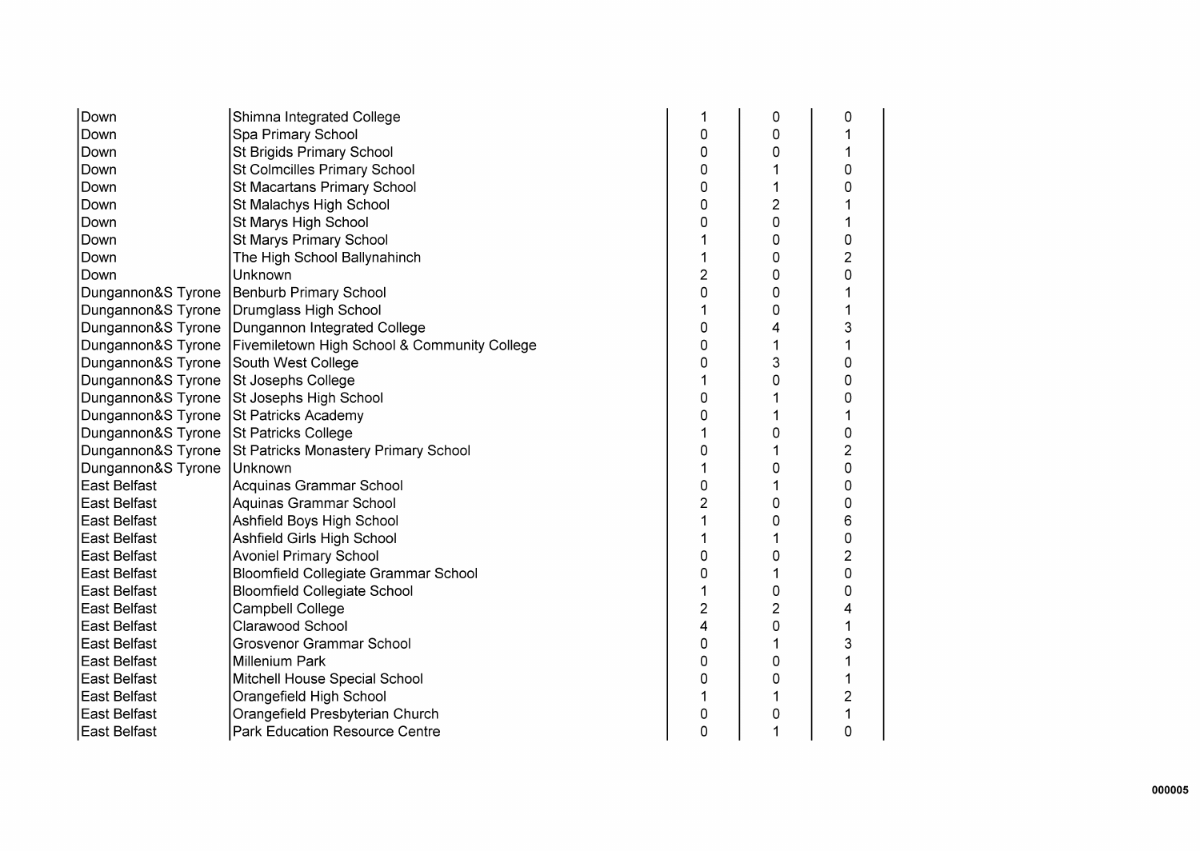| | | | | |
|---|---|---|---|---|
| Down | Shimna Integrated College | 1 | 0 | 0 |
| Down | Spa Primary School | 0 | 0 | 1 |
| Down | St Brigids Primary School | 0 | 0 | 1 |
| Down | St Colmcilles Primary School | 0 | 1 | 0 |
| Down | St Macartans Primary School | 0 | 1 | 0 |
| Down | St Malachys High School | 0 | 2 | 1 |
| Down | St Marys High School | 0 | 0 | 1 |
| Down | St Marys Primary School | 1 | 0 | 0 |
| Down | The High School Ballynahinch | 1 | 0 | 2 |
| Down | Unknown | 2 | 0 | 0 |
| Dungannon&S Tyrone | Benburb Primary School | 0 | 0 | 1 |
| Dungannon&S Tyrone | Drumglass High School | 1 | 0 | 1 |
| Dungannon&S Tyrone | Dungannon Integrated College | 0 | 4 | 3 |
| Dungannon&S Tyrone | Fivemiletown High School & Community College | 0 | 1 | 1 |
| Dungannon&S Tyrone | South West College | 0 | 3 | 0 |
| Dungannon&S Tyrone | St Josephs College | 1 | 0 | 0 |
| Dungannon&S Tyrone | St Josephs High School | 0 | 1 | 0 |
| Dungannon&S Tyrone | St Patricks Academy | 0 | 1 | 1 |
| Dungannon&S Tyrone | St Patricks College | 1 | 0 | 0 |
| Dungannon&S Tyrone | St Patricks Monastery Primary School | 0 | 1 | 2 |
| Dungannon&S Tyrone | Unknown | 1 | 0 | 0 |
| East Belfast | Acquinas Grammar School | 0 | 1 | 0 |
| East Belfast | Aquinas Grammar School | 2 | 0 | 0 |
| East Belfast | Ashfield Boys High School | 1 | 0 | 6 |
| East Belfast | Ashfield Girls High School | 1 | 1 | 0 |
| East Belfast | Avoniel Primary School | 0 | 0 | 2 |
| East Belfast | Bloomfield Collegiate Grammar School | 0 | 1 | 0 |
| East Belfast | Bloomfield Collegiate School | 1 | 0 | 0 |
| East Belfast | Campbell College | 2 | 2 | 4 |
| East Belfast | Clarawood School | 4 | 0 | 1 |
| East Belfast | Grosvenor Grammar School | 0 | 1 | 3 |
| East Belfast | Millenium Park | 0 | 0 | 1 |
| East Belfast | Mitchell House Special School | 0 | 0 | 1 |
| East Belfast | Orangefield High School | 1 | 1 | 2 |
| East Belfast | Orangefield Presbyterian Church | 0 | 0 | 1 |
| East Belfast | Park Education Resource Centre | 0 | 1 | 0 |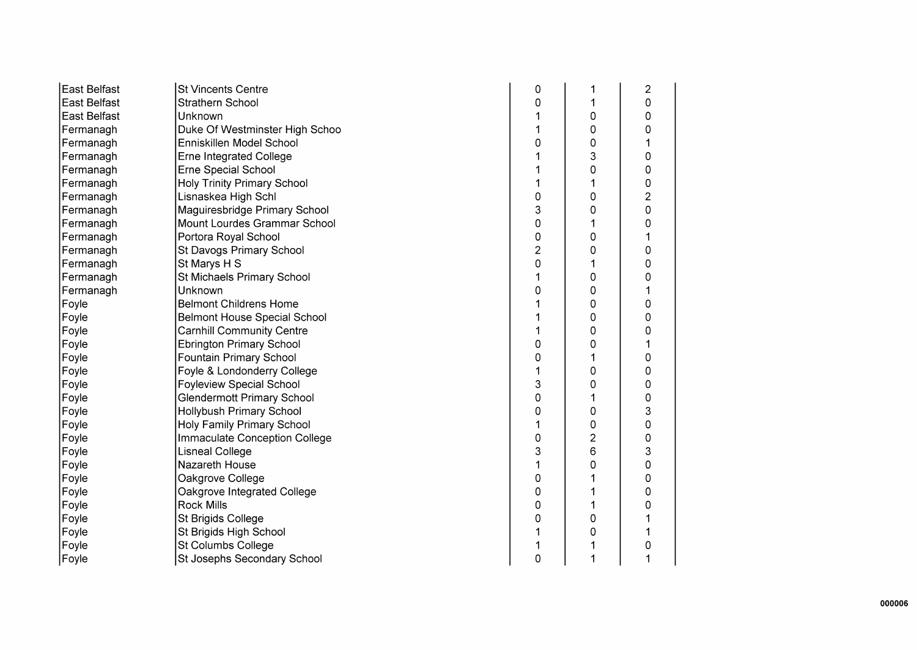| | | | | |
|---|---|---|---|---|
| East Belfast | St Vincents Centre | 0 | 1 | 2 |
| East Belfast | Strathern School | 0 | 1 | 0 |
| East Belfast | Unknown | 1 | 0 | 0 |
| Fermanagh | Duke Of Westminster High Schoo | 1 | 0 | 0 |
| Fermanagh | Enniskillen Model School | 0 | 0 | 1 |
| Fermanagh | Erne Integrated College | 1 | 3 | 0 |
| Fermanagh | Erne Special School | 1 | 0 | 0 |
| Fermanagh | Holy Trinity Primary School | 1 | 1 | 0 |
| Fermanagh | Lisnaskea High Schl | 0 | 0 | 2 |
| Fermanagh | Maguiresbridge Primary School | 3 | 0 | 0 |
| Fermanagh | Mount Lourdes Grammar School | 0 | 1 | 0 |
| Fermanagh | Portora Royal School | 0 | 0 | 1 |
| Fermanagh | St Davogs Primary School | 2 | 0 | 0 |
| Fermanagh | St Marys H S | 0 | 1 | 0 |
| Fermanagh | St Michaels Primary School | 1 | 0 | 0 |
| Fermanagh | Unknown | 0 | 0 | 1 |
| Foyle | Belmont Childrens Home | 1 | 0 | 0 |
| Foyle | Belmont House Special School | 1 | 0 | 0 |
| Foyle | Carnhill Community Centre | 1 | 0 | 0 |
| Foyle | Ebrington Primary School | 0 | 0 | 1 |
| Foyle | Fountain Primary School | 0 | 1 | 0 |
| Foyle | Foyle & Londonderry College | 1 | 0 | 0 |
| Foyle | Foyleview Special School | 3 | 0 | 0 |
| Foyle | Glendermott Primary School | 0 | 1 | 0 |
| Foyle | Hollybush Primary School | 0 | 0 | 3 |
| Foyle | Holy Family Primary School | 1 | 0 | 0 |
| Foyle | Immaculate Conception College | 0 | 2 | 0 |
| Foyle | Lisneal College | 3 | 6 | 3 |
| Foyle | Nazareth House | 1 | 0 | 0 |
| Foyle | Oakgrove College | 0 | 1 | 0 |
| Foyle | Oakgrove Integrated College | 0 | 1 | 0 |
| Foyle | Rock Mills | 0 | 1 | 0 |
| Foyle | St Brigids College | 0 | 0 | 1 |
| Foyle | St Brigids High School | 1 | 0 | 1 |
| Foyle | St Columbs College | 1 | 1 | 0 |
| Foyle | St Josephs Secondary School | 0 | 1 | 1 |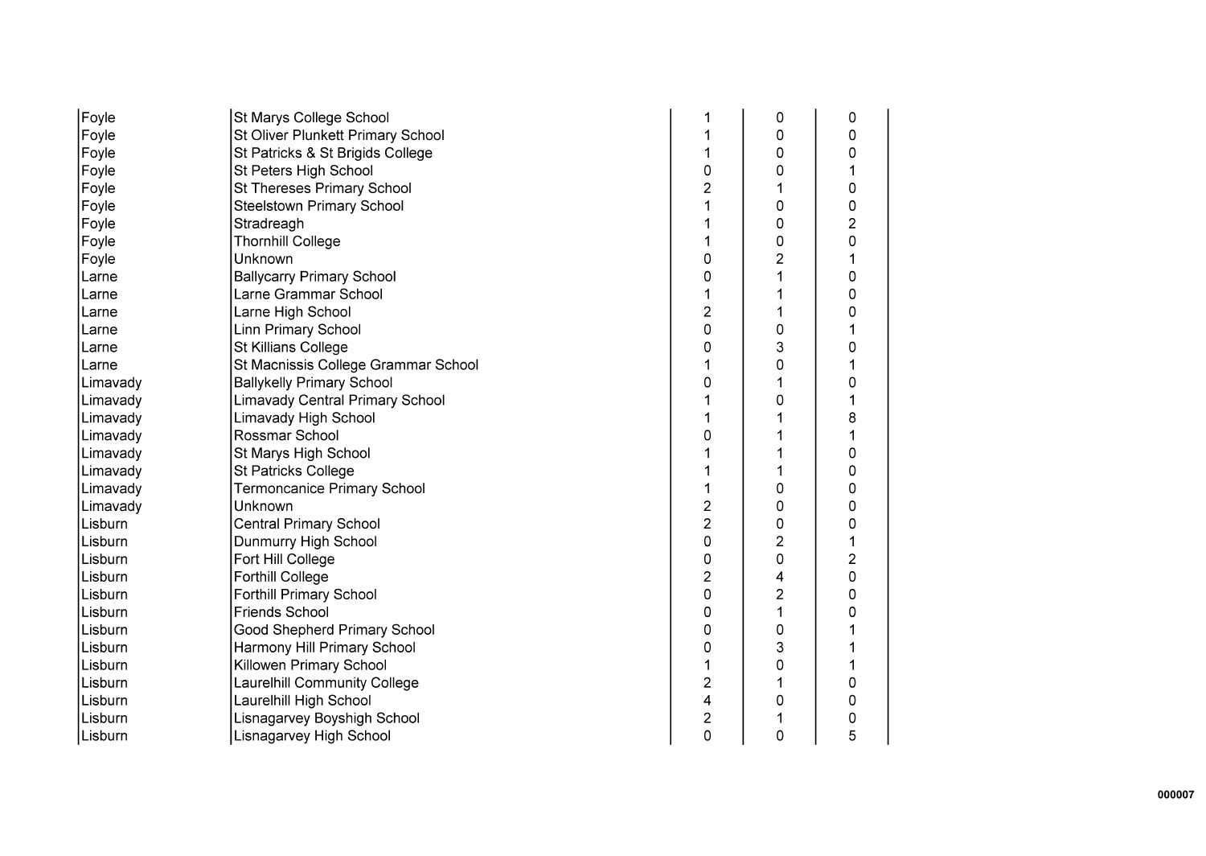| | | | | |
|---|---|---|---|---|
| Foyle | St Marys College School | 1 | 0 | 0 |
| Foyle | St Oliver Plunkett Primary School | 1 | 0 | 0 |
| Foyle | St Patricks & St Brigids College | 1 | 0 | 0 |
| Foyle | St Peters High School | 0 | 0 | 1 |
| Foyle | St Thereses Primary School | 2 | 1 | 0 |
| Foyle | Steelstown Primary School | 1 | 0 | 0 |
| Foyle | Stradreagh | 1 | 0 | 2 |
| Foyle | Thornhill College | 1 | 0 | 0 |
| Foyle | Unknown | 0 | 2 | 1 |
| Larne | Ballycarry Primary School | 0 | 1 | 0 |
| Larne | Larne Grammar School | 1 | 1 | 0 |
| Larne | Larne High School | 2 | 1 | 0 |
| Larne | Linn Primary School | 0 | 0 | 1 |
| Larne | St Killians College | 0 | 3 | 0 |
| Larne | St Macnissis College Grammar School | 1 | 0 | 1 |
| Limavady | Ballykelly Primary School | 0 | 1 | 0 |
| Limavady | Limavady Central Primary School | 1 | 0 | 1 |
| Limavady | Limavady High School | 1 | 1 | 8 |
| Limavady | Rossmar School | 0 | 1 | 1 |
| Limavady | St Marys High School | 1 | 1 | 0 |
| Limavady | St Patricks College | 1 | 1 | 0 |
| Limavady | Termoncanice Primary School | 1 | 0 | 0 |
| Limavady | Unknown | 2 | 0 | 0 |
| Lisburn | Central Primary School | 2 | 0 | 0 |
| Lisburn | Dunmurry High School | 0 | 2 | 1 |
| Lisburn | Fort Hill College | 0 | 0 | 2 |
| Lisburn | Forthill College | 2 | 4 | 0 |
| Lisburn | Forthill Primary School | 0 | 2 | 0 |
| Lisburn | Friends School | 0 | 1 | 0 |
| Lisburn | Good Shepherd Primary School | 0 | 0 | 1 |
| Lisburn | Harmony Hill Primary School | 0 | 3 | 1 |
| Lisburn | Killowen Primary School | 1 | 0 | 1 |
| Lisburn | Laurelhill Community College | 2 | 1 | 0 |
| Lisburn | Laurelhill High School | 4 | 0 | 0 |
| Lisburn | Lisnagarvey Boyshigh School | 2 | 1 | 0 |
| Lisburn | Lisnagarvey High School | 0 | 0 | 5 |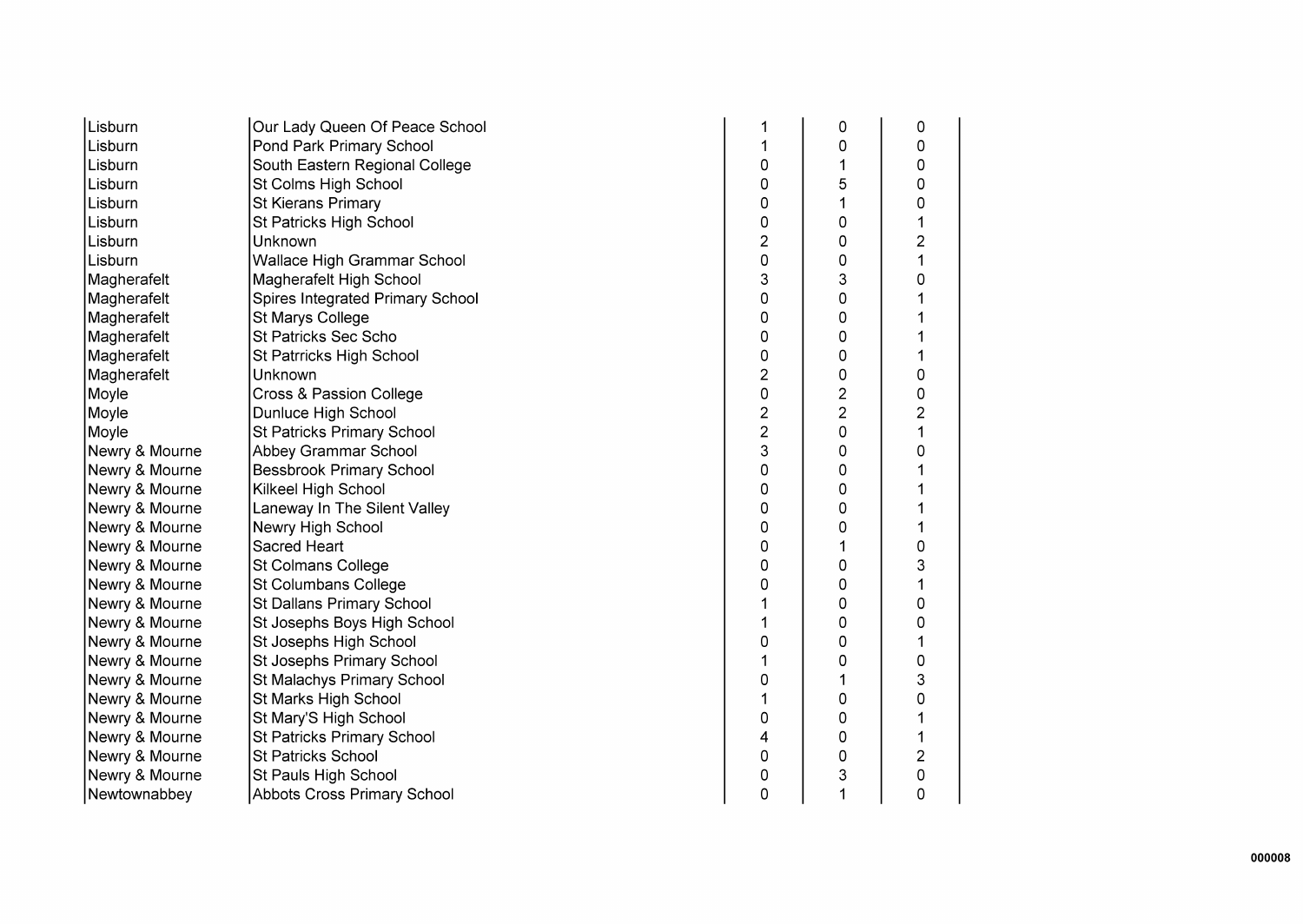| | | | | |
|---|---|---|---|---|
| Lisburn | Our Lady Queen Of Peace School | 1 | 0 | 0 |
| Lisburn | Pond Park Primary School | 1 | 0 | 0 |
| Lisburn | South Eastern Regional College | 0 | 1 | 0 |
| Lisburn | St Colms High School | 0 | 5 | 0 |
| Lisburn | St Kierans Primary | 0 | 1 | 0 |
| Lisburn | St Patricks High School | 0 | 0 | 1 |
| Lisburn | Unknown | 2 | 0 | 2 |
| Lisburn | Wallace High Grammar School | 0 | 0 | 1 |
| Magherafelt | Magherafelt High School | 3 | 3 | 0 |
| Magherafelt | Spires Integrated Primary School | 0 | 0 | 1 |
| Magherafelt | St Marys College | 0 | 0 | 1 |
| Magherafelt | St Patricks Sec Scho | 0 | 0 | 1 |
| Magherafelt | St Patrricks High School | 0 | 0 | 1 |
| Magherafelt | Unknown | 2 | 0 | 0 |
| Moyle | Cross & Passion College | 0 | 2 | 0 |
| Moyle | Dunluce High School | 2 | 2 | 2 |
| Moyle | St Patricks Primary School | 2 | 0 | 1 |
| Newry & Mourne | Abbey Grammar School | 3 | 0 | 0 |
| Newry & Mourne | Bessbrook Primary School | 0 | 0 | 1 |
| Newry & Mourne | Kilkeel High School | 0 | 0 | 1 |
| Newry & Mourne | Laneway In The Silent Valley | 0 | 0 | 1 |
| Newry & Mourne | Newry High School | 0 | 0 | 1 |
| Newry & Mourne | Sacred Heart | 0 | 1 | 0 |
| Newry & Mourne | St Colmans College | 0 | 0 | 3 |
| Newry & Mourne | St Columbans College | 0 | 0 | 1 |
| Newry & Mourne | St Dallans Primary School | 1 | 0 | 0 |
| Newry & Mourne | St Josephs Boys High School | 1 | 0 | 0 |
| Newry & Mourne | St Josephs High School | 0 | 0 | 1 |
| Newry & Mourne | St Josephs Primary School | 1 | 0 | 0 |
| Newry & Mourne | St Malachys Primary School | 0 | 1 | 3 |
| Newry & Mourne | St Marks High School | 1 | 0 | 0 |
| Newry & Mourne | St Mary'S High School | 0 | 0 | 1 |
| Newry & Mourne | St Patricks Primary School | 4 | 0 | 1 |
| Newry & Mourne | St Patricks School | 0 | 0 | 2 |
| Newry & Mourne | St Pauls High School | 0 | 3 | 0 |
| Newtownabbey | Abbots Cross Primary School | 0 | 1 | 0 |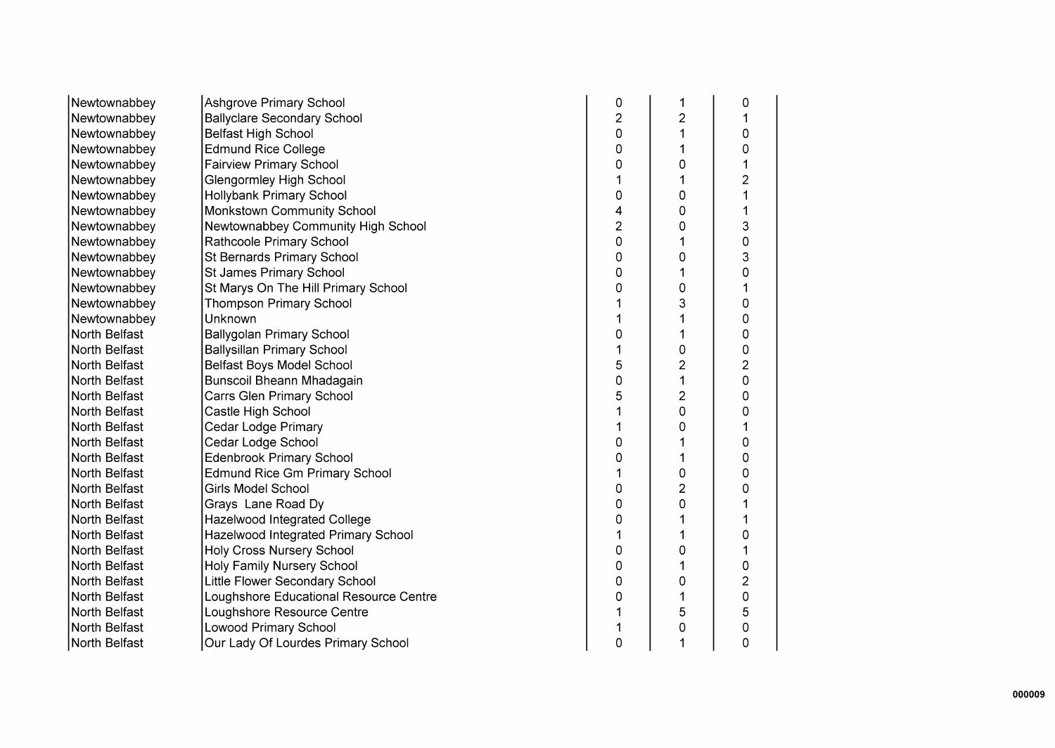| | | | | |
|---|---|---|---|---|
| Newtownabbey | Ashgrove Primary School | 0 | 1 | 0 |
| Newtownabbey | Ballyclare Secondary School | 2 | 2 | 1 |
| Newtownabbey | Belfast High School | 0 | 1 | 0 |
| Newtownabbey | Edmund Rice College | 0 | 1 | 0 |
| Newtownabbey | Fairview Primary School | 0 | 0 | 1 |
| Newtownabbey | Glengormley High School | 1 | 1 | 2 |
| Newtownabbey | Hollybank Primary School | 0 | 0 | 1 |
| Newtownabbey | Monkstown Community School | 4 | 0 | 1 |
| Newtownabbey | Newtownabbey Community High School | 2 | 0 | 3 |
| Newtownabbey | Rathcoole Primary School | 0 | 1 | 0 |
| Newtownabbey | St Bernards Primary School | 0 | 0 | 3 |
| Newtownabbey | St James Primary School | 0 | 1 | 0 |
| Newtownabbey | St Marys On The Hill Primary School | 0 | 0 | 1 |
| Newtownabbey | Thompson Primary School | 1 | 3 | 0 |
| Newtownabbey | Unknown | 1 | 1 | 0 |
| North Belfast | Ballygolan Primary School | 0 | 1 | 0 |
| North Belfast | Ballysillan Primary School | 1 | 0 | 0 |
| North Belfast | Belfast Boys Model School | 5 | 2 | 2 |
| North Belfast | Bunscoil Bheann Mhadagain | 0 | 1 | 0 |
| North Belfast | Carrs Glen Primary School | 5 | 2 | 0 |
| North Belfast | Castle High School | 1 | 0 | 0 |
| North Belfast | Cedar Lodge Primary | 1 | 0 | 1 |
| North Belfast | Cedar Lodge School | 0 | 1 | 0 |
| North Belfast | Edenbrook Primary School | 0 | 1 | 0 |
| North Belfast | Edmund Rice Gm Primary School | 1 | 0 | 0 |
| North Belfast | Girls Model School | 0 | 2 | 0 |
| North Belfast | Grays Lane Road Dy | 0 | 0 | 1 |
| North Belfast | Hazelwood Integrated College | 0 | 1 | 1 |
| North Belfast | Hazelwood Integrated Primary School | 1 | 1 | 0 |
| North Belfast | Holy Cross Nursery School | 0 | 0 | 1 |
| North Belfast | Holy Family Nursery School | 0 | 1 | 0 |
| North Belfast | Little Flower Secondary School | 0 | 0 | 2 |
| North Belfast | Loughshore Educational Resource Centre | 0 | 1 | 0 |
| North Belfast | Loughshore Resource Centre | 1 | 5 | 5 |
| North Belfast | Lowood Primary School | 1 | 0 | 0 |
| North Belfast | Our Lady Of Lourdes Primary School | 0 | 1 | 0 |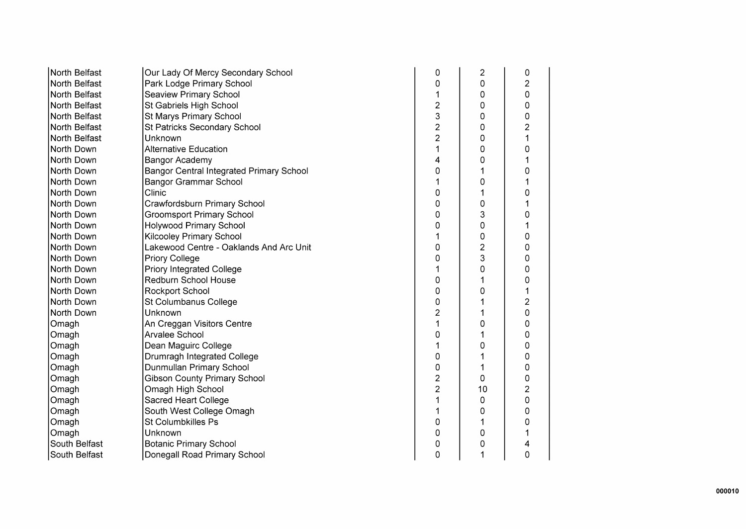| | | | | |
|---|---|---|---|---|
| North Belfast | Our Lady Of Mercy Secondary School | 0 | 2 | 0 |
| North Belfast | Park Lodge Primary School | 0 | 0 | 2 |
| North Belfast | Seaview Primary School | 1 | 0 | 0 |
| North Belfast | St Gabriels High School | 2 | 0 | 0 |
| North Belfast | St Marys Primary School | 3 | 0 | 0 |
| North Belfast | St Patricks Secondary School | 2 | 0 | 2 |
| North Belfast | Unknown | 2 | 0 | 1 |
| North Down | Alternative Education | 1 | 0 | 0 |
| North Down | Bangor Academy | 4 | 0 | 1 |
| North Down | Bangor Central Integrated Primary School | 0 | 1 | 0 |
| North Down | Bangor Grammar School | 1 | 0 | 1 |
| North Down | Clinic | 0 | 1 | 0 |
| North Down | Crawfordsburn Primary School | 0 | 0 | 1 |
| North Down | Groomsport Primary School | 0 | 3 | 0 |
| North Down | Holywood Primary School | 0 | 0 | 1 |
| North Down | Kilcooley Primary School | 1 | 0 | 0 |
| North Down | Lakewood Centre - Oaklands And Arc Unit | 0 | 2 | 0 |
| North Down | Priory College | 0 | 3 | 0 |
| North Down | Priory Integrated College | 1 | 0 | 0 |
| North Down | Redburn School House | 0 | 1 | 0 |
| North Down | Rockport School | 0 | 0 | 1 |
| North Down | St Columbanus College | 0 | 1 | 2 |
| North Down | Unknown | 2 | 1 | 0 |
| Omagh | An Creggan Visitors Centre | 1 | 0 | 0 |
| Omagh | Arvalee School | 0 | 1 | 0 |
| Omagh | Dean Maguirc College | 1 | 0 | 0 |
| Omagh | Drumragh Integrated College | 0 | 1 | 0 |
| Omagh | Dunmullan Primary School | 0 | 1 | 0 |
| Omagh | Gibson County Primary School | 2 | 0 | 0 |
| Omagh | Omagh High School | 2 | 10 | 2 |
| Omagh | Sacred Heart College | 1 | 0 | 0 |
| Omagh | South West College Omagh | 1 | 0 | 0 |
| Omagh | St Columbkilles Ps | 0 | 1 | 0 |
| Omagh | Unknown | 0 | 0 | 1 |
| South Belfast | Botanic Primary School | 0 | 0 | 4 |
| South Belfast | Donegall Road Primary School | 0 | 1 | 0 |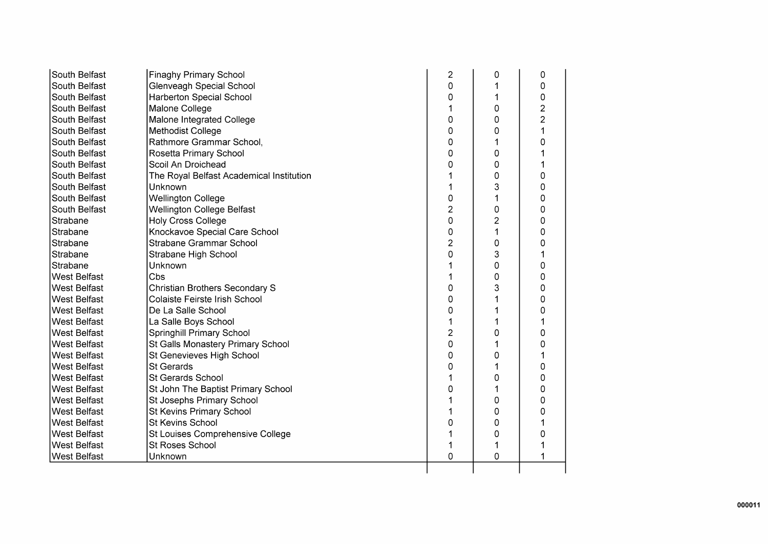| | | | | |
|---|---|---|---|---|
| South Belfast | Finaghy Primary School | 2 | 0 | 0 |
| South Belfast | Glenveagh Special School | 0 | 1 | 0 |
| South Belfast | Harberton Special School | 0 | 1 | 0 |
| South Belfast | Malone College | 1 | 0 | 2 |
| South Belfast | Malone Integrated College | 0 | 0 | 2 |
| South Belfast | Methodist College | 0 | 0 | 1 |
| South Belfast | Rathmore Grammar School, | 0 | 1 | 0 |
| South Belfast | Rosetta Primary School | 0 | 0 | 1 |
| South Belfast | Scoil An Droichead | 0 | 0 | 1 |
| South Belfast | The Royal Belfast Academical Institution | 1 | 0 | 0 |
| South Belfast | Unknown | 1 | 3 | 0 |
| South Belfast | Wellington College | 0 | 1 | 0 |
| South Belfast | Wellington College Belfast | 2 | 0 | 0 |
| Strabane | Holy Cross College | 0 | 2 | 0 |
| Strabane | Knockavoe Special Care School | 0 | 1 | 0 |
| Strabane | Strabane Grammar School | 2 | 0 | 0 |
| Strabane | Strabane High School | 0 | 3 | 1 |
| Strabane | Unknown | 1 | 0 | 0 |
| West Belfast | Cbs | 1 | 0 | 0 |
| West Belfast | Christian Brothers Secondary S | 0 | 3 | 0 |
| West Belfast | Colaiste Feirste Irish School | 0 | 1 | 0 |
| West Belfast | De La Salle School | 0 | 1 | 0 |
| West Belfast | La Salle Boys School | 1 | 1 | 1 |
| West Belfast | Springhill Primary School | 2 | 0 | 0 |
| West Belfast | St Galls Monastery Primary School | 0 | 1 | 0 |
| West Belfast | St Genevieves High School | 0 | 0 | 1 |
| West Belfast | St Gerards | 0 | 1 | 0 |
| West Belfast | St Gerards School | 1 | 0 | 0 |
| West Belfast | St John The Baptist Primary School | 0 | 1 | 0 |
| West Belfast | St Josephs Primary School | 1 | 0 | 0 |
| West Belfast | St Kevins Primary School | 1 | 0 | 0 |
| West Belfast | St Kevins School | 0 | 0 | 1 |
| West Belfast | St Louises Comprehensive College | 1 | 0 | 0 |
| West Belfast | St Roses School | 1 | 1 | 1 |
| West Belfast | Unknown | 0 | 0 | 1 |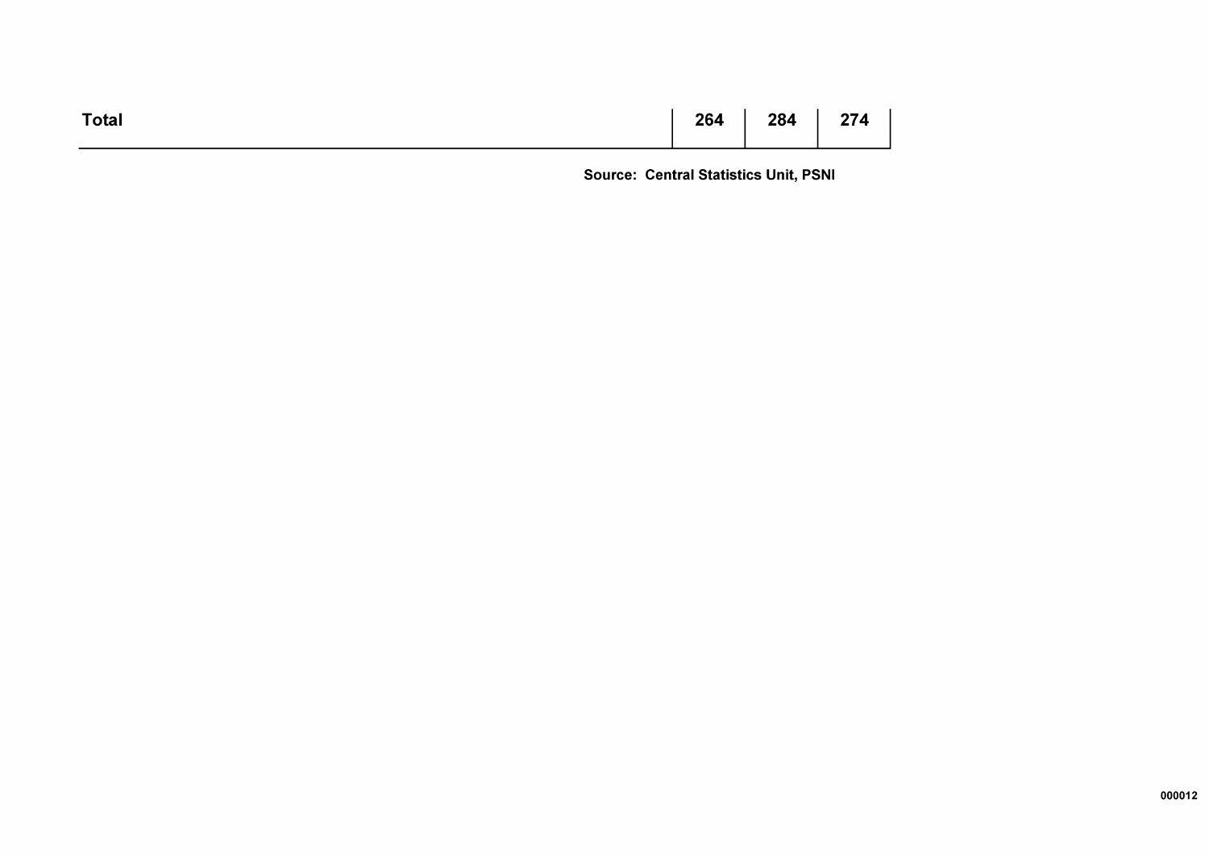| | | | |
|---|---|---|---|
| **Total** | **264** | **284** | **274** |

**Source: Central Statistics Unit, PSNI**

**000012**